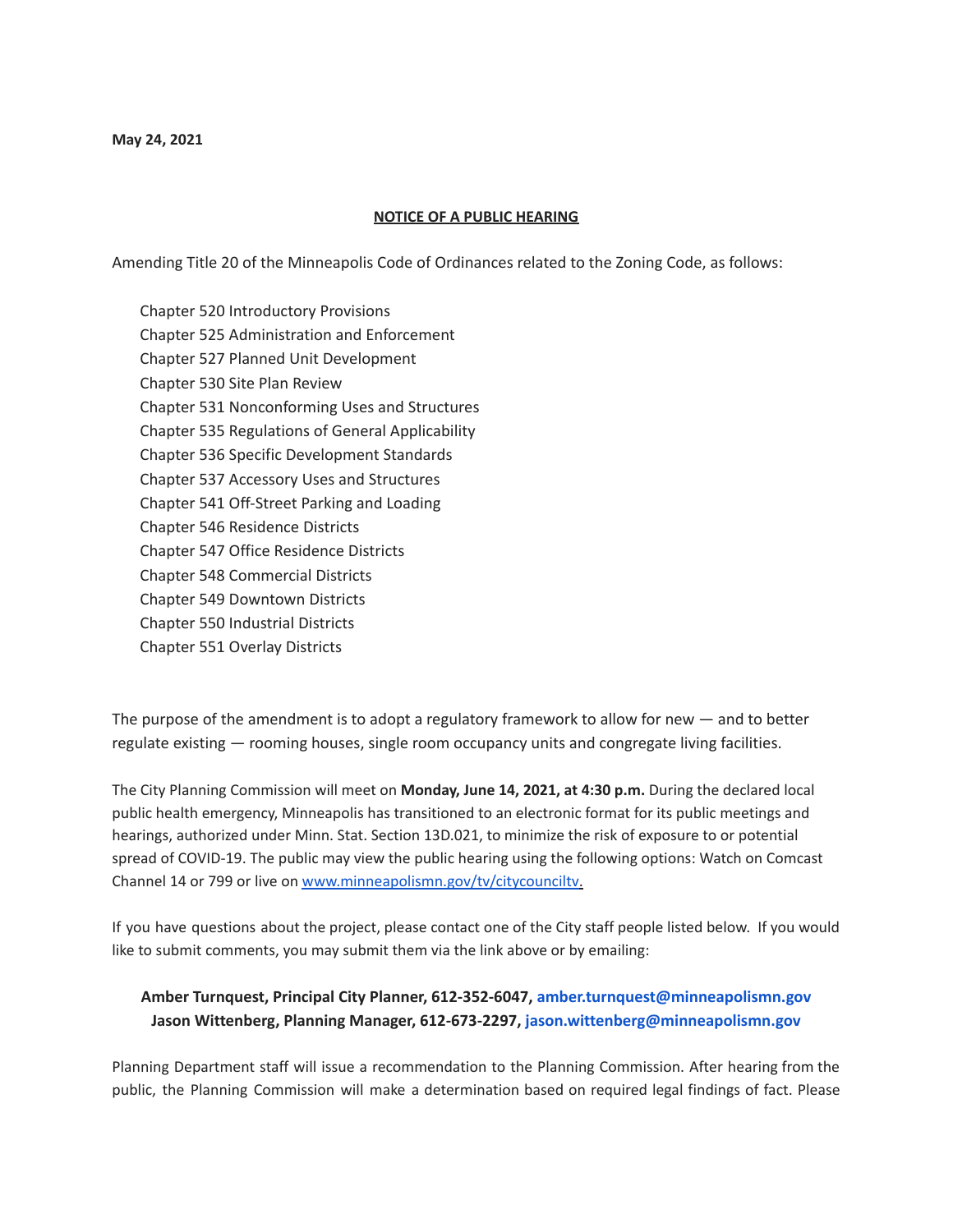**May 24, 2021**

**NOTICE OF A PUBLIC HEARING**

Amending Title 20 of the Minneapolis Code of Ordinances related to the Zoning Code, as follows:

- Chapter 520 Introductory Provisions
- Chapter 525 Administration and Enforcement
- Chapter 527 Planned Unit Development
- Chapter 530 Site Plan Review
- Chapter 531 Nonconforming Uses and Structures
- Chapter 535 Regulations of General Applicability
- Chapter 536 Specific Development Standards
- Chapter 537 Accessory Uses and Structures
- Chapter 541 Off-Street Parking and Loading
- Chapter 546 Residence Districts
- Chapter 547 Office Residence Districts
- Chapter 548 Commercial Districts
- Chapter 549 Downtown Districts
- Chapter 550 Industrial Districts
- Chapter 551 Overlay Districts

The purpose of the amendment is to adopt a regulatory framework to allow for new — and to better regulate existing — rooming houses, single room occupancy units and congregate living facilities.

The City Planning Commission will meet on **Monday, June 14, 2021, at 4:30 p.m.** During the declared local public health emergency, Minneapolis has transitioned to an electronic format for its public meetings and hearings, authorized under Minn. Stat. Section 13D.021, to minimize the risk of exposure to or potential spread of COVID-19. The public may view the public hearing using the following options: Watch on Comcast Channel 14 or 799 or live on www.minneapolismn.gov/tv/citycounciltv.

If you have questions about the project, please contact one of the City staff people listed below. If you would like to submit comments, you may submit them via the link above or by emailing:

**Amber Turnquest, Principal City Planner, 612-352-6047, amber.turnquest@minneapolismn.gov**
**Jason Wittenberg, Planning Manager, 612-673-2297, jason.wittenberg@minneapolismn.gov**

Planning Department staff will issue a recommendation to the Planning Commission. After hearing from the public, the Planning Commission will make a determination based on required legal findings of fact. Please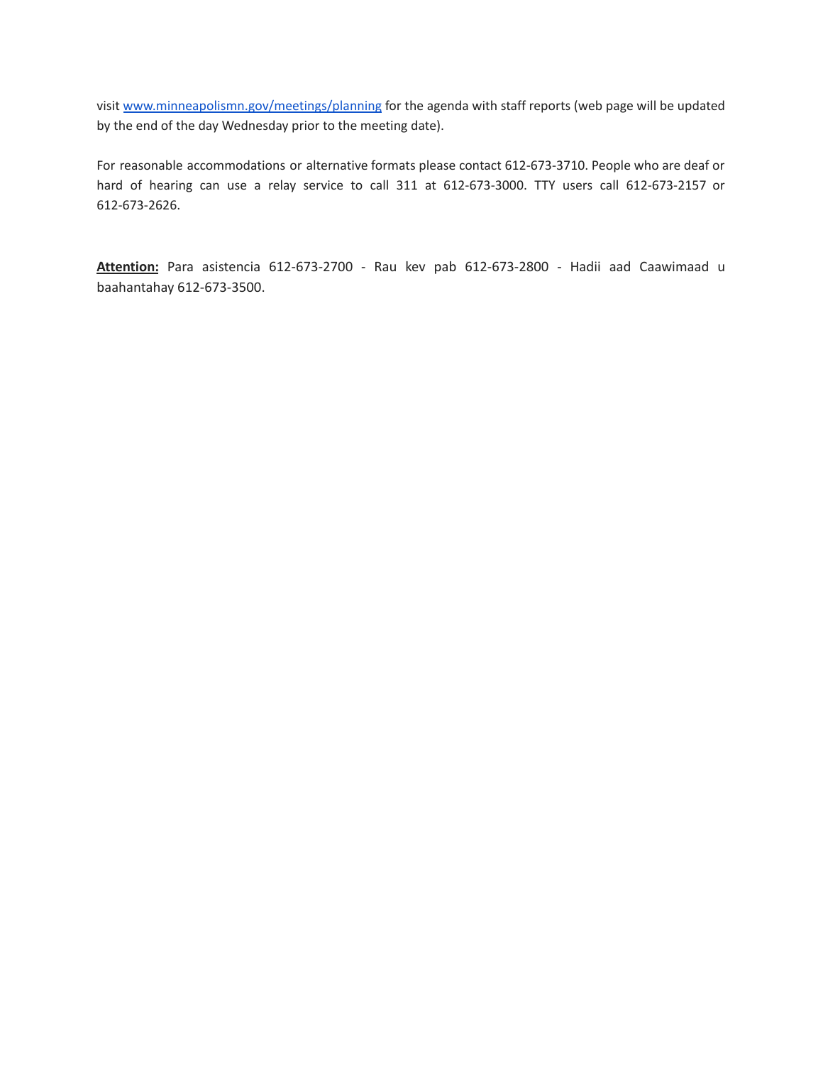visit [www.minneapolismn.gov/meetings/planning](www.minneapolismn.gov/meetings/planning) for the agenda with staff reports (web page will be updated by the end of the day Wednesday prior to the meeting date).

For reasonable accommodations or alternative formats please contact 612-673-3710. People who are deaf or hard of hearing can use a relay service to call 311 at 612-673-3000. TTY users call 612-673-2157 or 612-673-2626.

**Attention:** Para asistencia 612-673-2700 - Rau kev pab 612-673-2800 - Hadii aad Caawimaad u baahantahay 612-673-3500.